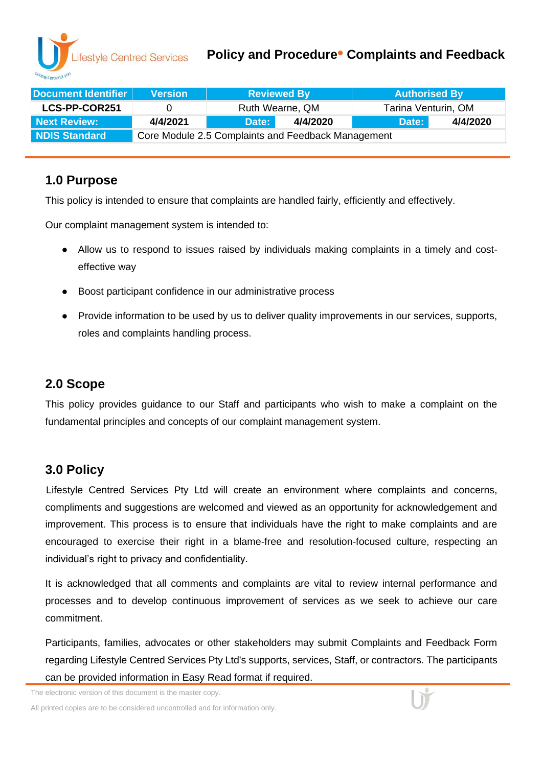# Policy and Procedure• Complaints and Feedback

| Document Identifier | Version | Reviewed By | | Authorised By | |
|---|---|---|---|---|---|
| LCS-PP-COR251 | 0 | Ruth Wearne, QM | | Tarina Venturin, OM | |
| Next Review: | 4/4/2021 | Date: | 4/4/2020 | Date: | 4/4/2020 |
| NDIS Standard | Core Module 2.5 Complaints and Feedback Management | | | | |

## 1.0 Purpose

This policy is intended to ensure that complaints are handled fairly, efficiently and effectively.

Our complaint management system is intended to:

- Allow us to respond to issues raised by individuals making complaints in a timely and cost-effective way
- Boost participant confidence in our administrative process
- Provide information to be used by us to deliver quality improvements in our services, supports, roles and complaints handling process.

## 2.0 Scope

This policy provides guidance to our Staff and participants who wish to make a complaint on the fundamental principles and concepts of our complaint management system.

## 3.0 Policy

Lifestyle Centred Services Pty Ltd will create an environment where complaints and concerns, compliments and suggestions are welcomed and viewed as an opportunity for acknowledgement and improvement. This process is to ensure that individuals have the right to make complaints and are encouraged to exercise their right in a blame-free and resolution-focused culture, respecting an individual's right to privacy and confidentiality.

It is acknowledged that all comments and complaints are vital to review internal performance and processes and to develop continuous improvement of services as we seek to achieve our care commitment.

Participants, families, advocates or other stakeholders may submit Complaints and Feedback Form regarding Lifestyle Centred Services Pty Ltd's supports, services, Staff, or contractors. The participants can be provided information in Easy Read format if required.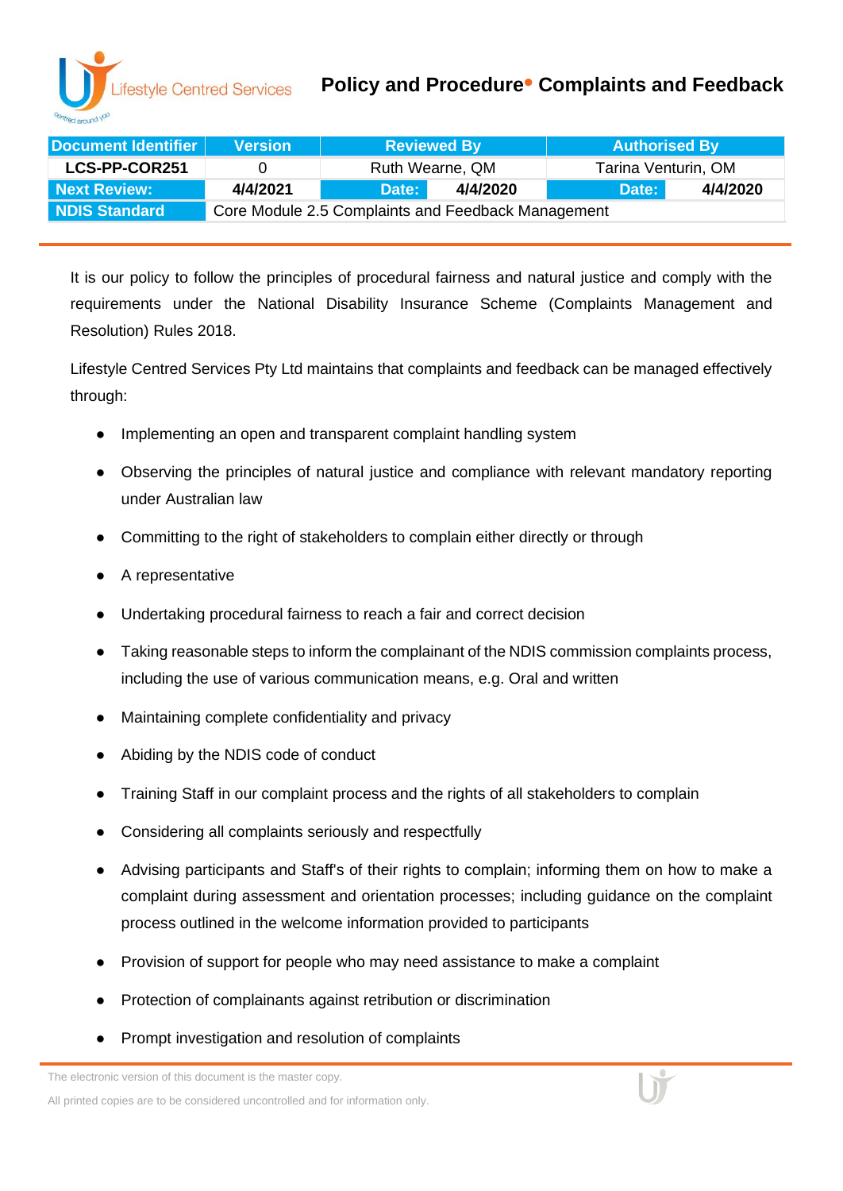# Policy and Procedure• Complaints and Feedback

| Document Identifier | Version | Reviewed By | | Authorised By | |
|---|---|---|---|---|---|
| LCS-PP-COR251 | 0 | Ruth Wearne, QM | | Tarina Venturin, OM | |
| Next Review: | 4/4/2021 | Date: | 4/4/2020 | Date: | 4/4/2020 |
| NDIS Standard | Core Module 2.5 Complaints and Feedback Management | | | | |

It is our policy to follow the principles of procedural fairness and natural justice and comply with the requirements under the National Disability Insurance Scheme (Complaints Management and Resolution) Rules 2018.

Lifestyle Centred Services Pty Ltd maintains that complaints and feedback can be managed effectively through:

- Implementing an open and transparent complaint handling system
- Observing the principles of natural justice and compliance with relevant mandatory reporting under Australian law
- Committing to the right of stakeholders to complain either directly or through
- A representative
- Undertaking procedural fairness to reach a fair and correct decision
- Taking reasonable steps to inform the complainant of the NDIS commission complaints process, including the use of various communication means, e.g. Oral and written
- Maintaining complete confidentiality and privacy
- Abiding by the NDIS code of conduct
- Training Staff in our complaint process and the rights of all stakeholders to complain
- Considering all complaints seriously and respectfully
- Advising participants and Staff's of their rights to complain; informing them on how to make a complaint during assessment and orientation processes; including guidance on the complaint process outlined in the welcome information provided to participants
- Provision of support for people who may need assistance to make a complaint
- Protection of complainants against retribution or discrimination
- Prompt investigation and resolution of complaints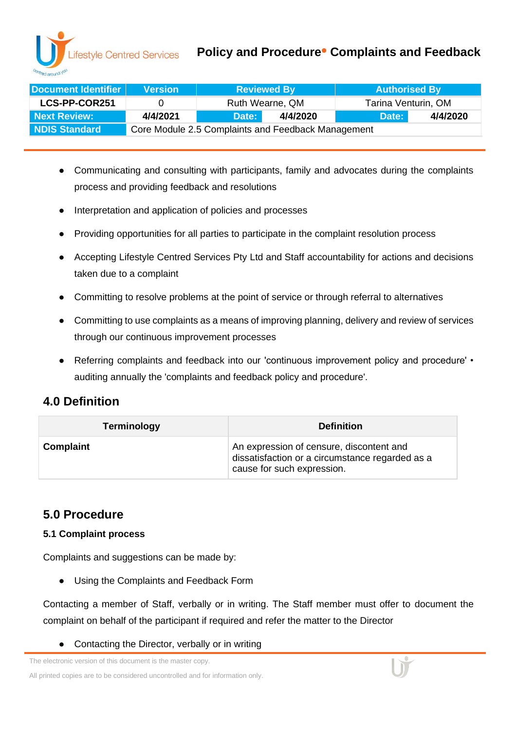- Communicating and consulting with participants, family and advocates during the complaints process and providing feedback and resolutions
- Interpretation and application of policies and processes
- Providing opportunities for all parties to participate in the complaint resolution process
- Accepting Lifestyle Centred Services Pty Ltd and Staff accountability for actions and decisions taken due to a complaint
- Committing to resolve problems at the point of service or through referral to alternatives
- Committing to use complaints as a means of improving planning, delivery and review of services through our continuous improvement processes
- Referring complaints and feedback into our 'continuous improvement policy and procedure' • auditing annually the 'complaints and feedback policy and procedure'.

## 4.0 Definition

| Terminology | Definition |
|---|---|
| **Complaint** | An expression of censure, discontent and dissatisfaction or a circumstance regarded as a cause for such expression. |

## 5.0 Procedure

### 5.1 Complaint process

Complaints and suggestions can be made by:

- Using the Complaints and Feedback Form

Contacting a member of Staff, verbally or in writing. The Staff member must offer to document the complaint on behalf of the participant if required and refer the matter to the Director

- Contacting the Director, verbally or in writing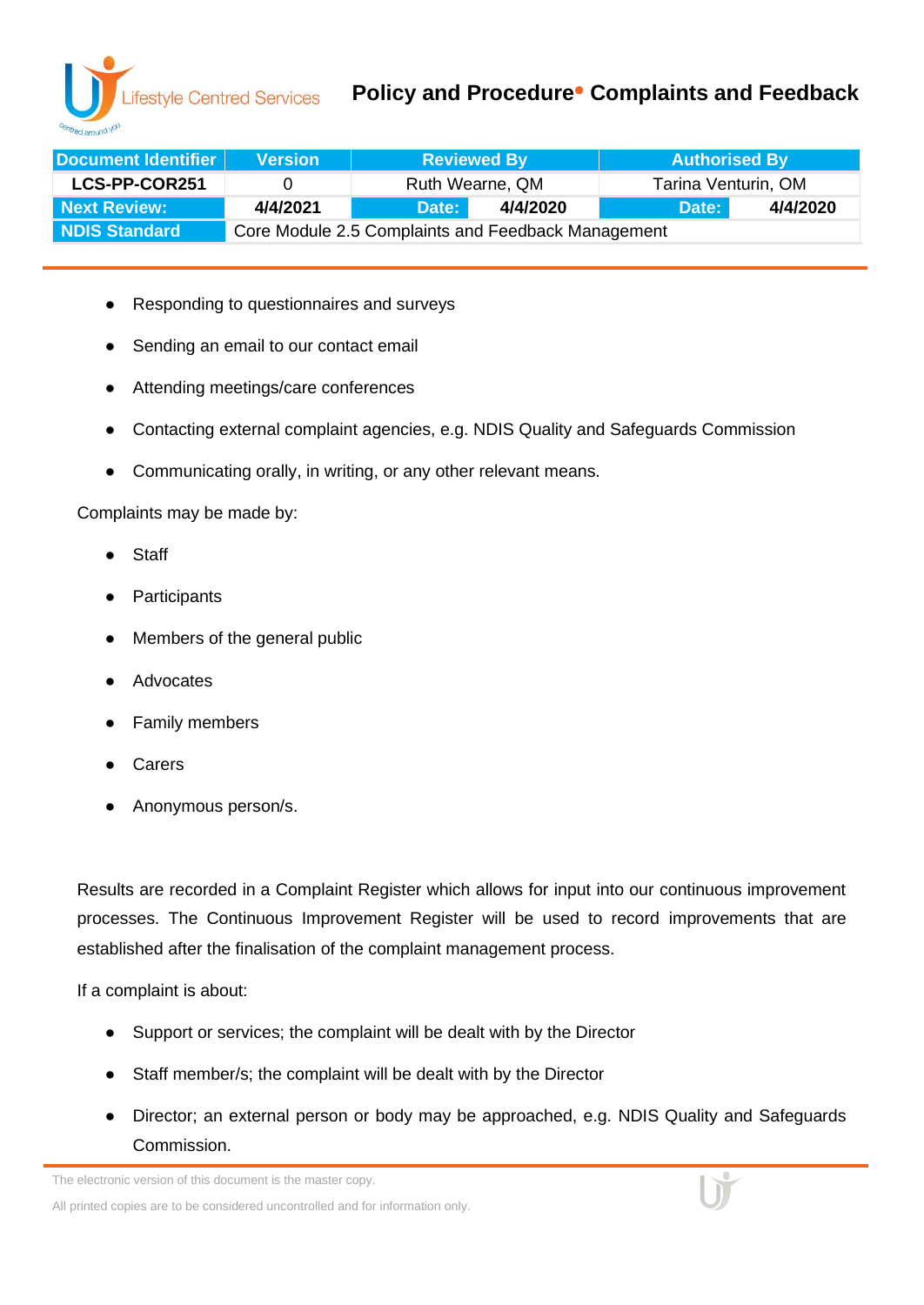- Responding to questionnaires and surveys
- Sending an email to our contact email
- Attending meetings/care conferences
- Contacting external complaint agencies, e.g. NDIS Quality and Safeguards Commission
- Communicating orally, in writing, or any other relevant means.

Complaints may be made by:

- Staff
- Participants
- Members of the general public
- Advocates
- Family members
- Carers
- Anonymous person/s.

Results are recorded in a Complaint Register which allows for input into our continuous improvement processes. The Continuous Improvement Register will be used to record improvements that are established after the finalisation of the complaint management process.

If a complaint is about:

- Support or services; the complaint will be dealt with by the Director
- Staff member/s; the complaint will be dealt with by the Director
- Director; an external person or body may be approached, e.g. NDIS Quality and Safeguards Commission.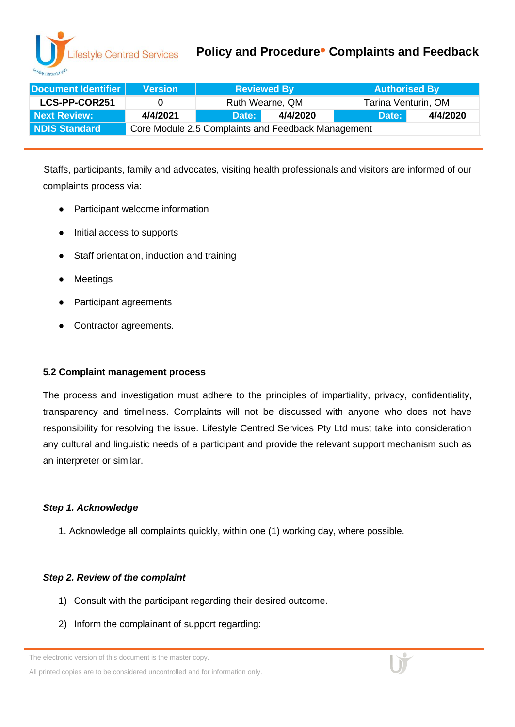Staffs, participants, family and advocates, visiting health professionals and visitors are informed of our complaints process via:

- Participant welcome information
- Initial access to supports
- Staff orientation, induction and training
- Meetings
- Participant agreements
- Contractor agreements.

### 5.2 Complaint management process

The process and investigation must adhere to the principles of impartiality, privacy, confidentiality, transparency and timeliness. Complaints will not be discussed with anyone who does not have responsibility for resolving the issue. Lifestyle Centred Services Pty Ltd must take into consideration any cultural and linguistic needs of a participant and provide the relevant support mechanism such as an interpreter or similar.

***Step 1. Acknowledge***

1. Acknowledge all complaints quickly, within one (1) working day, where possible.

***Step 2. Review of the complaint***

1) Consult with the participant regarding their desired outcome.
2) Inform the complainant of support regarding: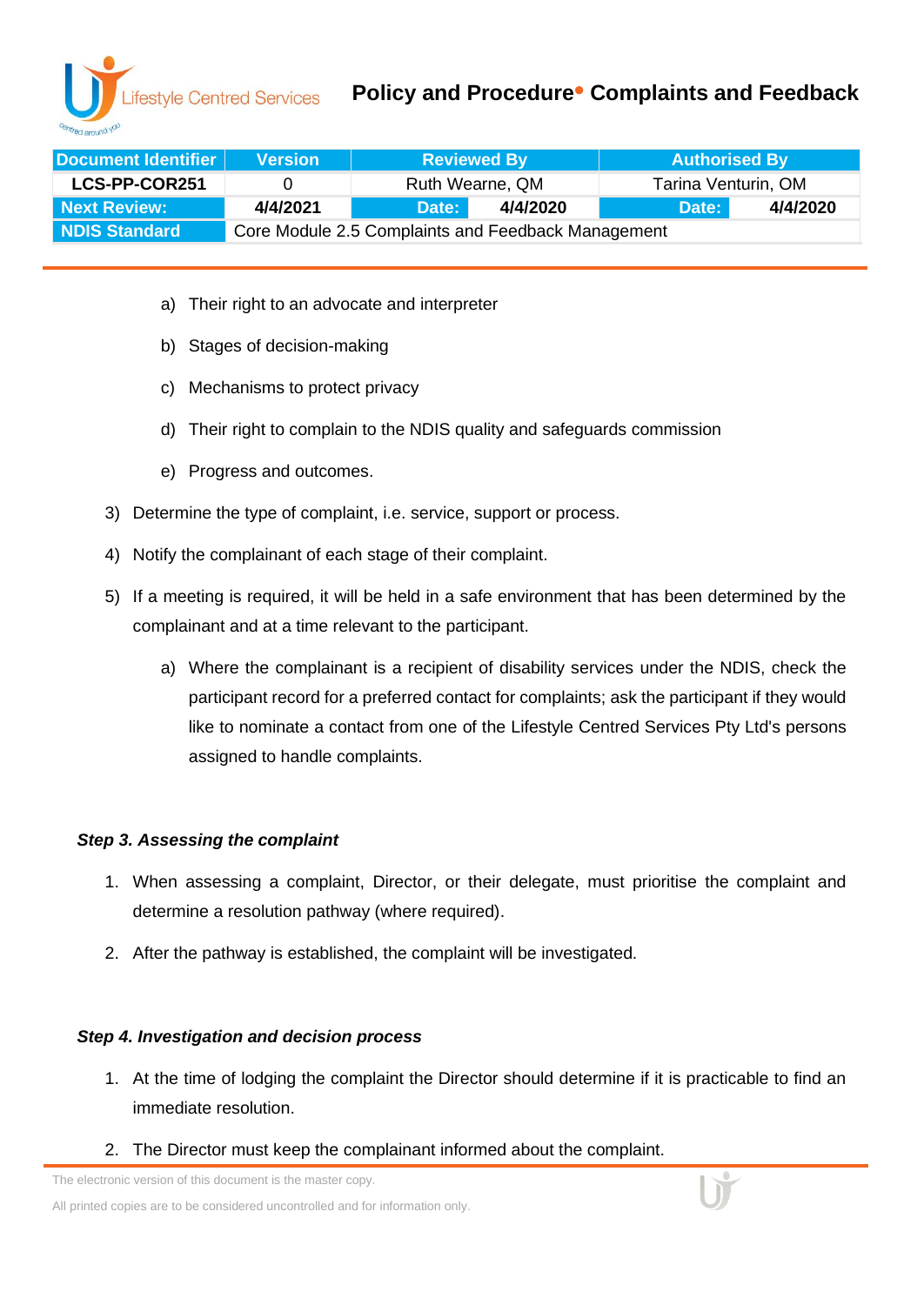a) Their right to an advocate and interpreter

b) Stages of decision-making

c) Mechanisms to protect privacy

d) Their right to complain to the NDIS quality and safeguards commission

e) Progress and outcomes.

3) Determine the type of complaint, i.e. service, support or process.

4) Notify the complainant of each stage of their complaint.

5) If a meeting is required, it will be held in a safe environment that has been determined by the complainant and at a time relevant to the participant.

   a) Where the complainant is a recipient of disability services under the NDIS, check the participant record for a preferred contact for complaints; ask the participant if they would like to nominate a contact from one of the Lifestyle Centred Services Pty Ltd's persons assigned to handle complaints.

***Step 3. Assessing the complaint***

1. When assessing a complaint, Director, or their delegate, must prioritise the complaint and determine a resolution pathway (where required).
2. After the pathway is established, the complaint will be investigated.

***Step 4. Investigation and decision process***

1. At the time of lodging the complaint the Director should determine if it is practicable to find an immediate resolution.
2. The Director must keep the complainant informed about the complaint.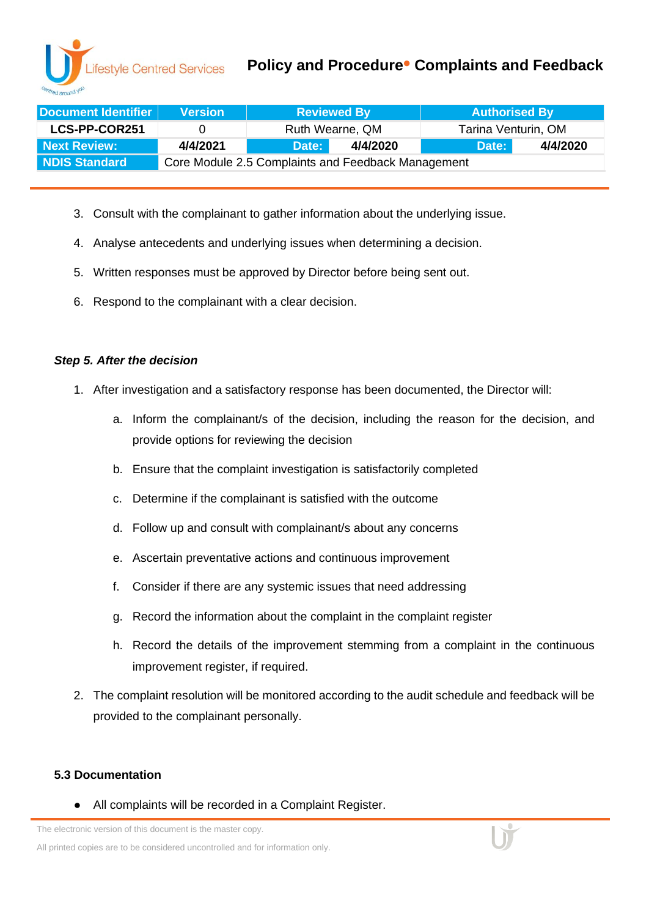3. Consult with the complainant to gather information about the underlying issue.
4. Analyse antecedents and underlying issues when determining a decision.
5. Written responses must be approved by Director before being sent out.
6. Respond to the complainant with a clear decision.

***Step 5. After the decision***

1. After investigation and a satisfactory response has been documented, the Director will:
    a. Inform the complainant/s of the decision, including the reason for the decision, and provide options for reviewing the decision
    b. Ensure that the complaint investigation is satisfactorily completed
    c. Determine if the complainant is satisfied with the outcome
    d. Follow up and consult with complainant/s about any concerns
    e. Ascertain preventative actions and continuous improvement
    f. Consider if there are any systemic issues that need addressing
    g. Record the information about the complaint in the complaint register
    h. Record the details of the improvement stemming from a complaint in the continuous improvement register, if required.
2. The complaint resolution will be monitored according to the audit schedule and feedback will be provided to the complainant personally.

### 5.3 Documentation

- All complaints will be recorded in a Complaint Register.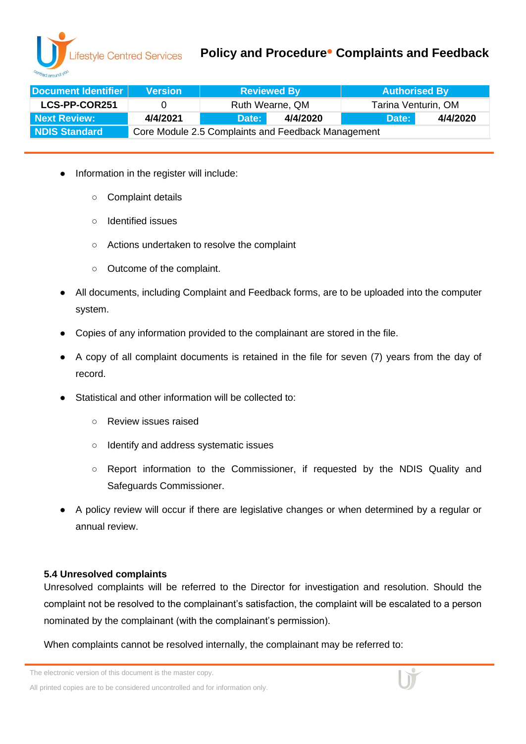- Information in the register will include:
  - Complaint details
  - Identified issues
  - Actions undertaken to resolve the complaint
  - Outcome of the complaint.
- All documents, including Complaint and Feedback forms, are to be uploaded into the computer system.
- Copies of any information provided to the complainant are stored in the file.
- A copy of all complaint documents is retained in the file for seven (7) years from the day of record.
- Statistical and other information will be collected to:
  - Review issues raised
  - Identify and address systematic issues
  - Report information to the Commissioner, if requested by the NDIS Quality and Safeguards Commissioner.
- A policy review will occur if there are legislative changes or when determined by a regular or annual review.

### 5.4 Unresolved complaints

Unresolved complaints will be referred to the Director for investigation and resolution. Should the complaint not be resolved to the complainant's satisfaction, the complaint will be escalated to a person nominated by the complainant (with the complainant's permission).

When complaints cannot be resolved internally, the complainant may be referred to: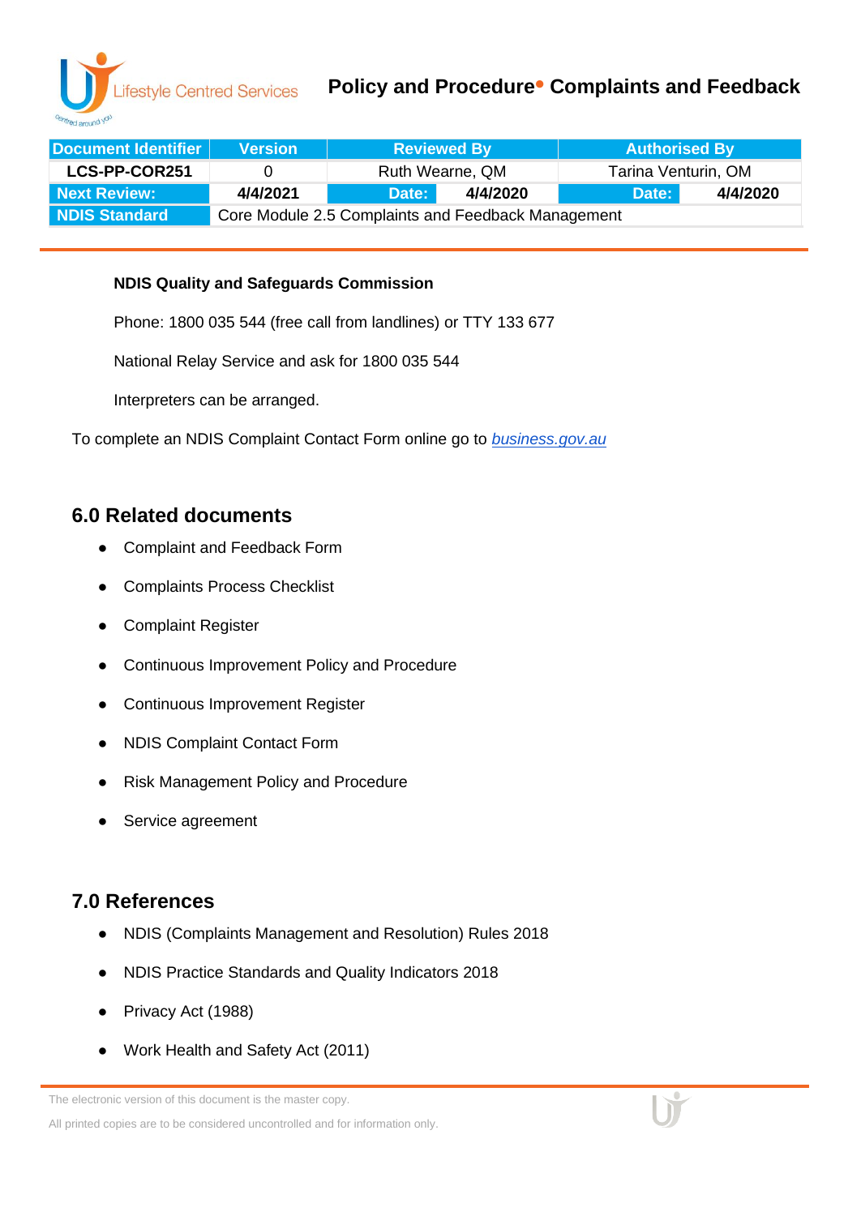**NDIS Quality and Safeguards Commission**

Phone: 1800 035 544 (free call from landlines) or TTY 133 677

National Relay Service and ask for 1800 035 544

Interpreters can be arranged.

To complete an NDIS Complaint Contact Form online go to *business.gov.au*

## 6.0 Related documents

- Complaint and Feedback Form
- Complaints Process Checklist
- Complaint Register
- Continuous Improvement Policy and Procedure
- Continuous Improvement Register
- NDIS Complaint Contact Form
- Risk Management Policy and Procedure
- Service agreement

## 7.0 References

- NDIS (Complaints Management and Resolution) Rules 2018
- NDIS Practice Standards and Quality Indicators 2018
- Privacy Act (1988)
- Work Health and Safety Act (2011)